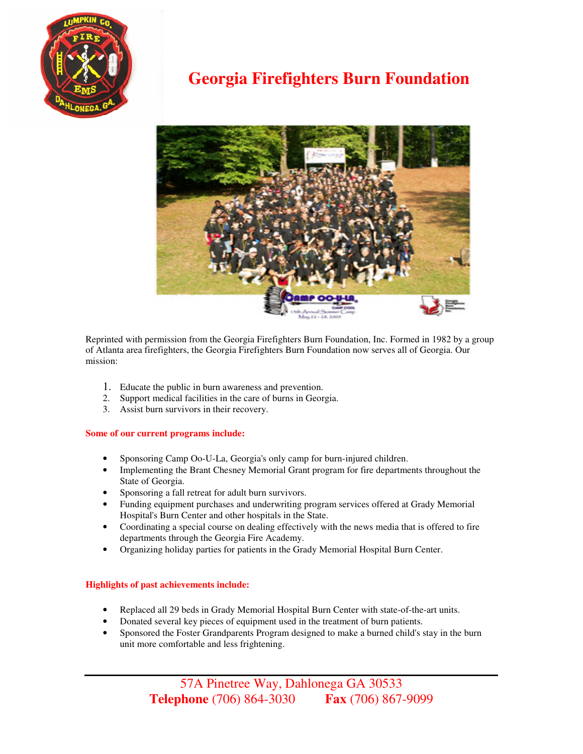# Georgia Firefighters Burn Foundation

Reprinted with permission from the Georgia Firefighters Burn Foundation, Inc. Formed in 1982 by a group of Atlanta area firefighters, the Georgia Firefighters Burn Foundation now serves all of Georgia. Our mission:

1. Educate the public in burn awareness and prevention.
2. Support medical facilities in the care of burns in Georgia.
3. Assist burn survivors in their recovery.

**Some of our current programs include:**

- Sponsoring Camp Oo-U-La, Georgia's only camp for burn-injured children.
- Implementing the Brant Chesney Memorial Grant program for fire departments throughout the State of Georgia.
- Sponsoring a fall retreat for adult burn survivors.
- Funding equipment purchases and underwriting program services offered at Grady Memorial Hospital's Burn Center and other hospitals in the State.
- Coordinating a special course on dealing effectively with the news media that is offered to fire departments through the Georgia Fire Academy.
- Organizing holiday parties for patients in the Grady Memorial Hospital Burn Center.

**Highlights of past achievements include:**

- Replaced all 29 beds in Grady Memorial Hospital Burn Center with state-of-the-art units.
- Donated several key pieces of equipment used in the treatment of burn patients.
- Sponsored the Foster Grandparents Program designed to make a burned child's stay in the burn unit more comfortable and less frightening.

57A Pinetree Way, Dahlonega GA 30533
**Telephone** (706) 864-3030 **Fax** (706) 867-9099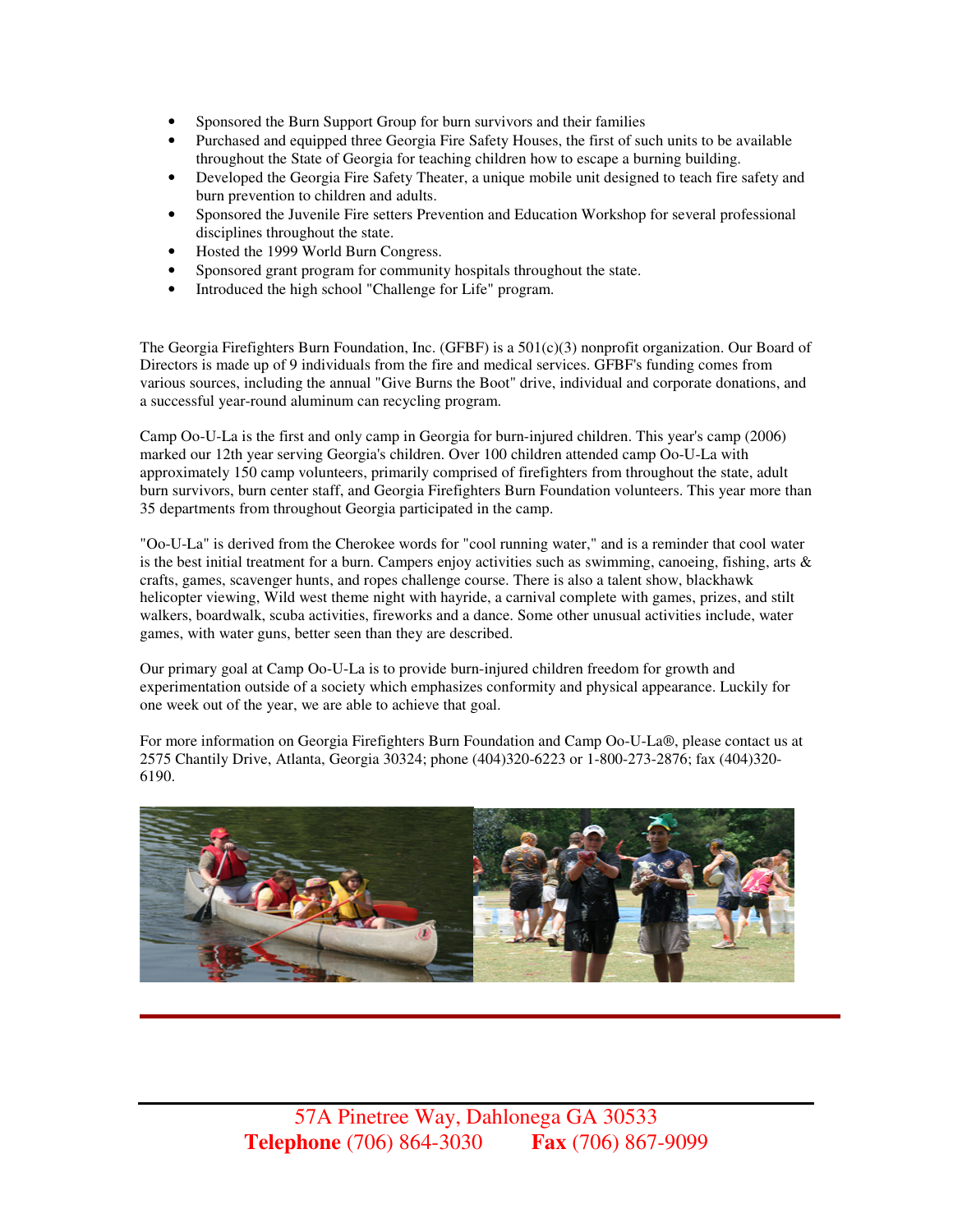- Sponsored the Burn Support Group for burn survivors and their families
- Purchased and equipped three Georgia Fire Safety Houses, the first of such units to be available throughout the State of Georgia for teaching children how to escape a burning building.
- Developed the Georgia Fire Safety Theater, a unique mobile unit designed to teach fire safety and burn prevention to children and adults.
- Sponsored the Juvenile Fire setters Prevention and Education Workshop for several professional disciplines throughout the state.
- Hosted the 1999 World Burn Congress.
- Sponsored grant program for community hospitals throughout the state.
- Introduced the high school "Challenge for Life" program.

The Georgia Firefighters Burn Foundation, Inc. (GFBF) is a 501(c)(3) nonprofit organization. Our Board of Directors is made up of 9 individuals from the fire and medical services. GFBF's funding comes from various sources, including the annual "Give Burns the Boot" drive, individual and corporate donations, and a successful year-round aluminum can recycling program.

Camp Oo-U-La is the first and only camp in Georgia for burn-injured children. This year's camp (2006) marked our 12th year serving Georgia's children. Over 100 children attended camp Oo-U-La with approximately 150 camp volunteers, primarily comprised of firefighters from throughout the state, adult burn survivors, burn center staff, and Georgia Firefighters Burn Foundation volunteers. This year more than 35 departments from throughout Georgia participated in the camp.

"Oo-U-La" is derived from the Cherokee words for "cool running water," and is a reminder that cool water is the best initial treatment for a burn. Campers enjoy activities such as swimming, canoeing, fishing, arts & crafts, games, scavenger hunts, and ropes challenge course. There is also a talent show, blackhawk helicopter viewing, Wild west theme night with hayride, a carnival complete with games, prizes, and stilt walkers, boardwalk, scuba activities, fireworks and a dance. Some other unusual activities include, water games, with water guns, better seen than they are described.

Our primary goal at Camp Oo-U-La is to provide burn-injured children freedom for growth and experimentation outside of a society which emphasizes conformity and physical appearance. Luckily for one week out of the year, we are able to achieve that goal.

For more information on Georgia Firefighters Burn Foundation and Camp Oo-U-La®, please contact us at 2575 Chantily Drive, Atlanta, Georgia 30324; phone (404)320-6223 or 1-800-273-2876; fax (404)320-6190.

57A Pinetree Way, Dahlonega GA 30533
**Telephone** (706) 864-3030 **Fax** (706) 867-9099